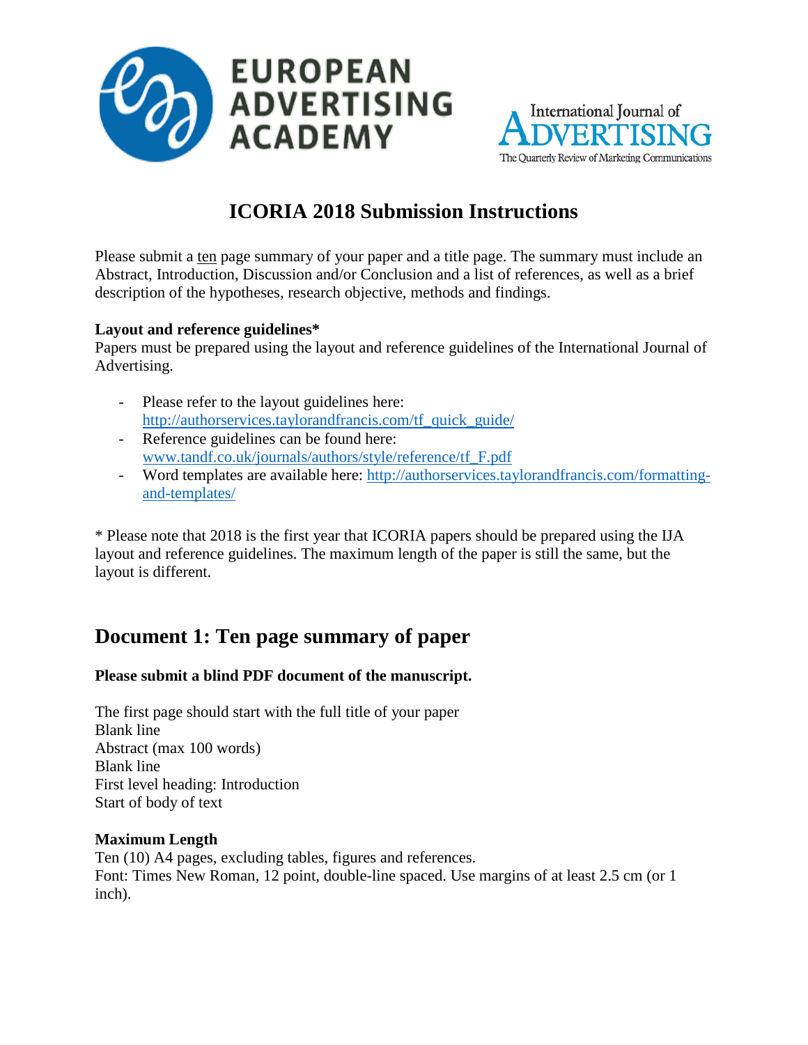# ICORIA 2018 Submission Instructions

Please submit a ten page summary of your paper and a title page. The summary must include an Abstract, Introduction, Discussion and/or Conclusion and a list of references, as well as a brief description of the hypotheses, research objective, methods and findings.

**Layout and reference guidelines***

Papers must be prepared using the layout and reference guidelines of the International Journal of Advertising.

- Please refer to the layout guidelines here: http://authorservices.taylorandfrancis.com/tf_quick_guide/
- Reference guidelines can be found here: www.tandf.co.uk/journals/authors/style/reference/tf_F.pdf
- Word templates are available here: http://authorservices.taylorandfrancis.com/formatting-and-templates/

* Please note that 2018 is the first year that ICORIA papers should be prepared using the IJA layout and reference guidelines. The maximum length of the paper is still the same, but the layout is different.

## Document 1: Ten page summary of paper

**Please submit a blind PDF document of the manuscript.**

The first page should start with the full title of your paper
Blank line
Abstract (max 100 words)
Blank line
First level heading: Introduction
Start of body of text

**Maximum Length**

Ten (10) A4 pages, excluding tables, figures and references.
Font: Times New Roman, 12 point, double-line spaced. Use margins of at least 2.5 cm (or 1 inch).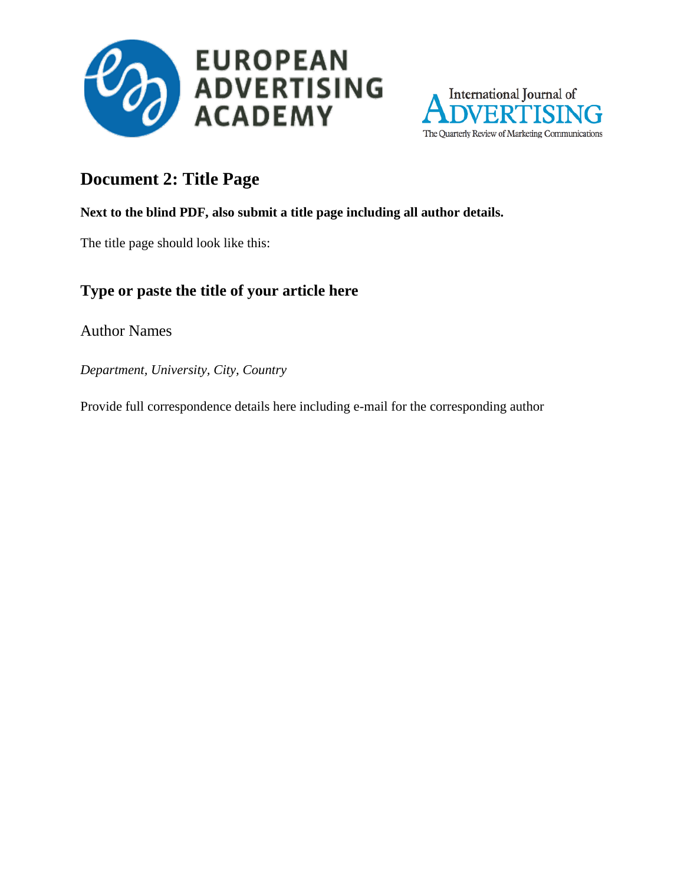EUROPEAN ADVERTISING ACADEMY

International Journal of ADVERTISING
The Quarterly Review of Marketing Communications

## Document 2: Title Page

**Next to the blind PDF, also submit a title page including all author details.**

The title page should look like this:

### Type or paste the title of your article here

Author Names

*Department, University, City, Country*

Provide full correspondence details here including e-mail for the corresponding author